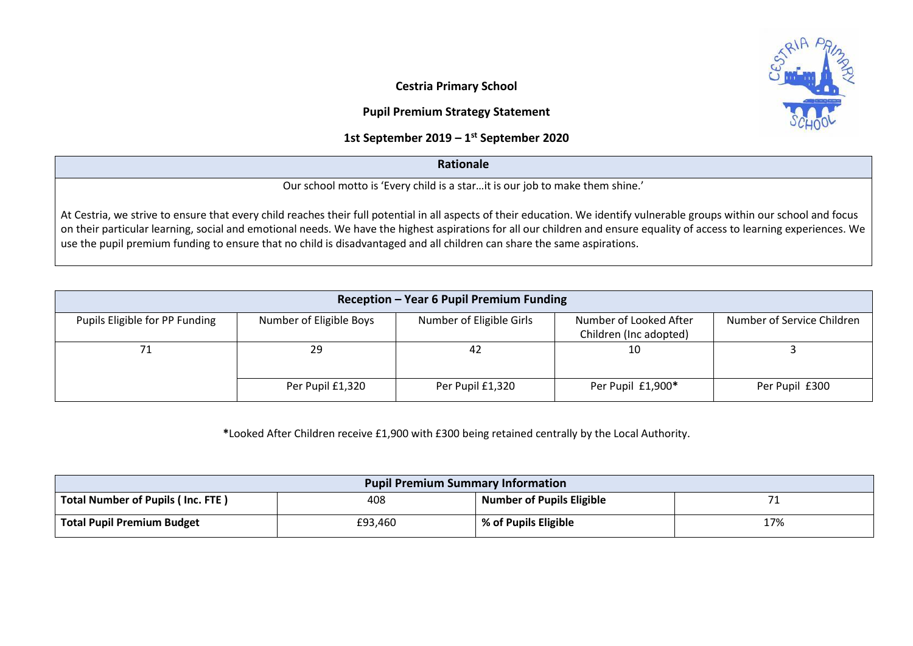# Cestria Primary School

## Pupil Premium Strategy Statement

### 1st September 2019 – 1st September 2020

| Rationale |
|---|
| Our school motto is 'Every child is a star…it is our job to make them shine.'<br><br>At Cestria, we strive to ensure that every child reaches their full potential in all aspects of their education. We identify vulnerable groups within our school and focus on their particular learning, social and emotional needs. We have the highest aspirations for all our children and ensure equality of access to learning experiences. We use the pupil premium funding to ensure that no child is disadvantaged and all children can share the same aspirations. |

| Reception – Year 6 Pupil Premium Funding | | | | |
|---|---|---|---|---|
| Pupils Eligible for PP Funding | Number of Eligible Boys | Number of Eligible Girls | Number of Looked After Children (Inc adopted) | Number of Service Children |
| 71 | 29 | 42 | 10 | 3 |
| | Per Pupil £1,320 | Per Pupil £1,320 | Per Pupil £1,900* | Per Pupil £300 |

*Looked After Children receive £1,900 with £300 being retained centrally by the Local Authority.

| Pupil Premium Summary Information | | | |
|---|---|---|---|
| **Total Number of Pupils ( Inc. FTE )** | 408 | **Number of Pupils Eligible** | 71 |
| **Total Pupil Premium Budget** | £93,460 | **% of Pupils Eligible** | 17% |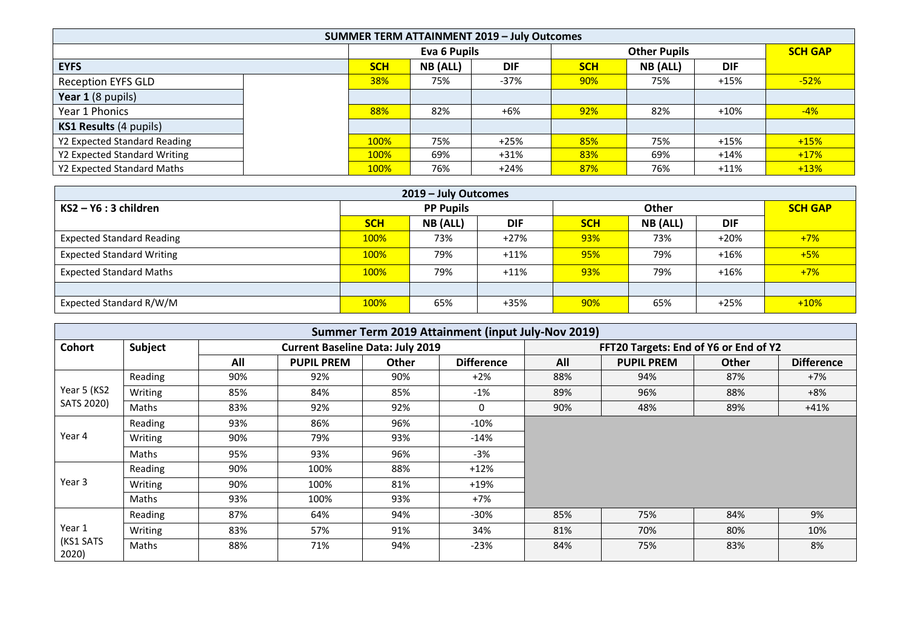| SUMMER TERM ATTAINMENT 2019 – July Outcomes | | | | | | | | |
|---|---|---|---|---|---|---|---|---|
| | | Eva 6 Pupils | | | Other Pupils | | | SCH GAP |
| **EYFS** | | **SCH** | **NB (ALL)** | **DIF** | **SCH** | **NB (ALL)** | **DIF** | |
| Reception EYFS GLD | | 38% | 75% | -37% | 90% | 75% | +15% | -52% |
| **Year 1** (8 pupils) | | | | | | | | |
| Year 1 Phonics | | 88% | 82% | +6% | 92% | 82% | +10% | -4% |
| **KS1 Results** (4 pupils) | | | | | | | | |
| Y2 Expected Standard Reading | | 100% | 75% | +25% | 85% | 75% | +15% | +15% |
| Y2 Expected Standard Writing | | 100% | 69% | +31% | 83% | 69% | +14% | +17% |
| Y2 Expected Standard Maths | | 100% | 76% | +24% | 87% | 76% | +11% | +13% |

| 2019 – July Outcomes | | | | | | | |
|---|---|---|---|---|---|---|---|
| **KS2 – Y6 : 3 children** | PP Pupils | | | Other | | | SCH GAP |
| | **SCH** | **NB (ALL)** | **DIF** | **SCH** | **NB (ALL)** | **DIF** | |
| Expected Standard Reading | 100% | 73% | +27% | 93% | 73% | +20% | +7% |
| Expected Standard Writing | 100% | 79% | +11% | 95% | 79% | +16% | +5% |
| Expected Standard Maths | 100% | 79% | +11% | 93% | 79% | +16% | +7% |
| | | | | | | | |
| Expected Standard R/W/M | 100% | 65% | +35% | 90% | 65% | +25% | +10% |

| Summer Term 2019 Attainment (input July-Nov 2019) | | | | | | | | | |
|---|---|---|---|---|---|---|---|---|---|
| **Cohort** | **Subject** | Current Baseline Data: July 2019 | | | | FFT20 Targets: End of Y6 or End of Y2 | | | |
| | | **All** | **PUPIL PREM** | **Other** | **Difference** | **All** | **PUPIL PREM** | **Other** | **Difference** |
| Year 5 (KS2 SATS 2020) | Reading | 90% | 92% | 90% | +2% | 88% | 94% | 87% | +7% |
| | Writing | 85% | 84% | 85% | -1% | 89% | 96% | 88% | +8% |
| | Maths | 83% | 92% | 92% | 0 | 90% | 48% | 89% | +41% |
| Year 4 | Reading | 93% | 86% | 96% | -10% | | | | |
| | Writing | 90% | 79% | 93% | -14% | | | | |
| | Maths | 95% | 93% | 96% | -3% | | | | |
| Year 3 | Reading | 90% | 100% | 88% | +12% | | | | |
| | Writing | 90% | 100% | 81% | +19% | | | | |
| | Maths | 93% | 100% | 93% | +7% | | | | |
| Year 1 (KS1 SATS 2020) | Reading | 87% | 64% | 94% | -30% | 85% | 75% | 84% | 9% |
| | Writing | 83% | 57% | 91% | 34% | 81% | 70% | 80% | 10% |
| | Maths | 88% | 71% | 94% | -23% | 84% | 75% | 83% | 8% |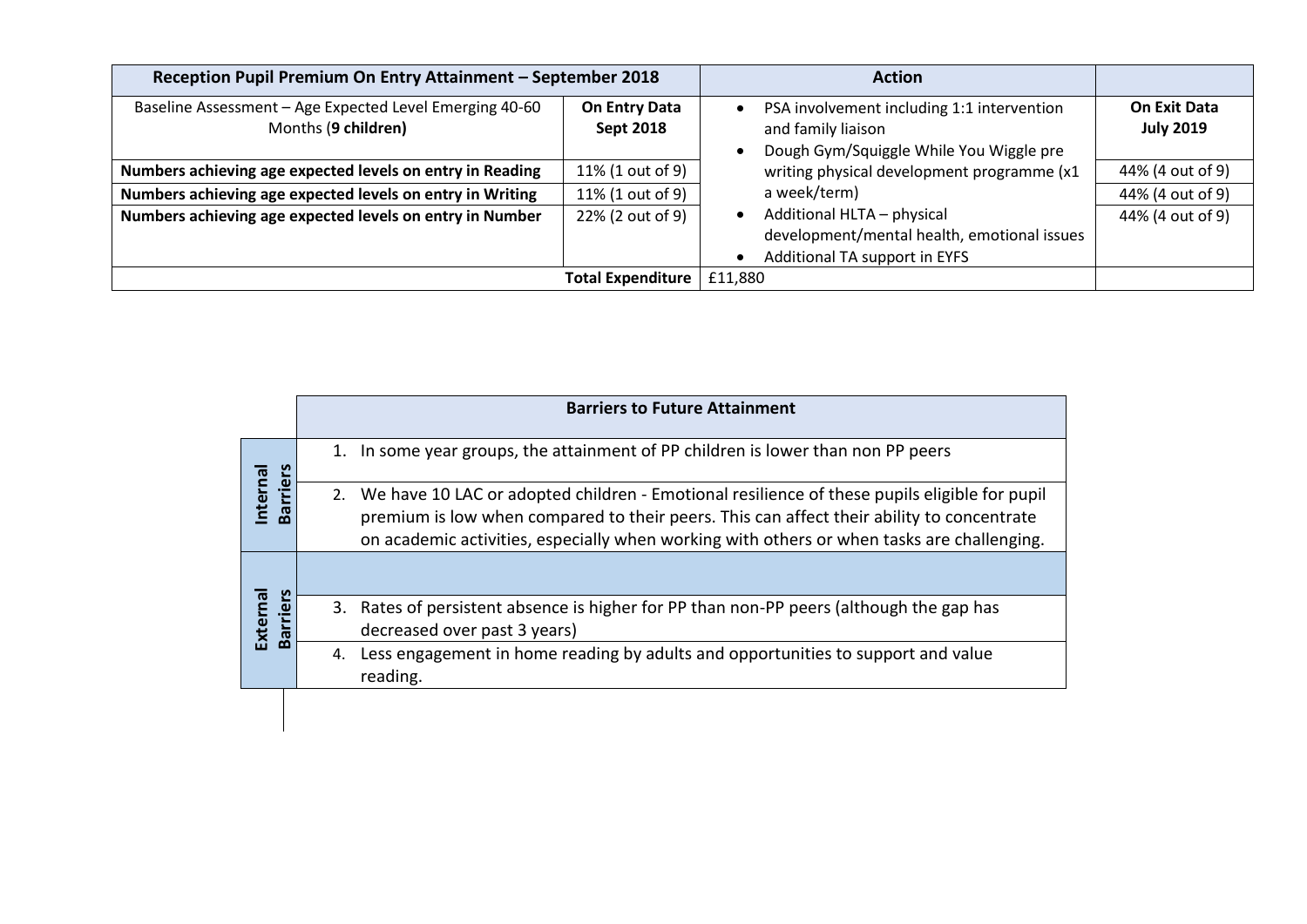| Reception Pupil Premium On Entry Attainment – September 2018 | | Action | |
|---|---|---|---|
| Baseline Assessment – Age Expected Level Emerging 40-60 Months (**9 children**) | **On Entry Data Sept 2018** | • PSA involvement including 1:1 intervention and family liaison<br>• Dough Gym/Squiggle While You Wiggle pre writing physical development programme (x1 a week/term)<br>• Additional HLTA – physical development/mental health, emotional issues<br>• Additional TA support in EYFS | **On Exit Data July 2019** |
| **Numbers achieving age expected levels on entry in Reading** | 11% (1 out of 9) | | 44% (4 out of 9) |
| **Numbers achieving age expected levels on entry in Writing** | 11% (1 out of 9) | | 44% (4 out of 9) |
| **Numbers achieving age expected levels on entry in Number** | 22% (2 out of 9) | | 44% (4 out of 9) |
| | **Total Expenditure** | £11,880 | |

| | **Barriers to Future Attainment** |
|---|---|
| **Internal Barriers** | 1. In some year groups, the attainment of PP children is lower than non PP peers |
| | 2. We have 10 LAC or adopted children - Emotional resilience of these pupils eligible for pupil premium is low when compared to their peers. This can affect their ability to concentrate on academic activities, especially when working with others or when tasks are challenging. |
| **External Barriers** | |
| | 3. Rates of persistent absence is higher for PP than non-PP peers (although the gap has decreased over past 3 years) |
| | 4. Less engagement in home reading by adults and opportunities to support and value reading. |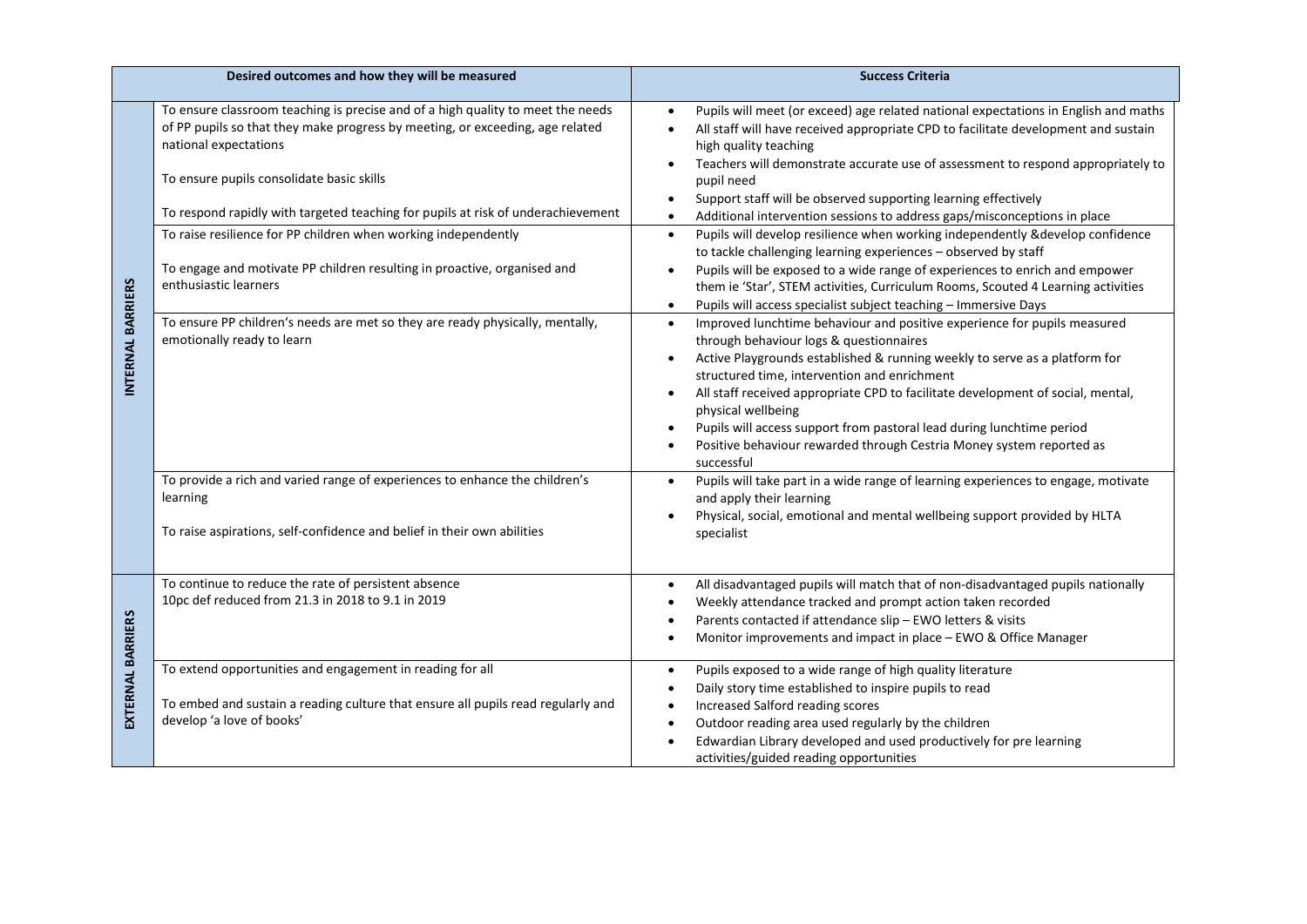| | Desired outcomes and how they will be measured | Success Criteria |
|---|---|---|
| **INTERNAL BARRIERS** | To ensure classroom teaching is precise and of a high quality to meet the needs of PP pupils so that they make progress by meeting, or exceeding, age related national expectations<br><br>To ensure pupils consolidate basic skills<br><br>To respond rapidly with targeted teaching for pupils at risk of underachievement | • Pupils will meet (or exceed) age related national expectations in English and maths<br>• All staff will have received appropriate CPD to facilitate development and sustain high quality teaching<br>• Teachers will demonstrate accurate use of assessment to respond appropriately to pupil need<br>• Support staff will be observed supporting learning effectively<br>• Additional intervention sessions to address gaps/misconceptions in place |
| | To raise resilience for PP children when working independently<br><br>To engage and motivate PP children resulting in proactive, organised and enthusiastic learners | • Pupils will develop resilience when working independently &develop confidence to tackle challenging learning experiences – observed by staff<br>• Pupils will be exposed to a wide range of experiences to enrich and empower them ie 'Star', STEM activities, Curriculum Rooms, Scouted 4 Learning activities<br>• Pupils will access specialist subject teaching – Immersive Days |
| | To ensure PP children's needs are met so they are ready physically, mentally, emotionally ready to learn | • Improved lunchtime behaviour and positive experience for pupils measured through behaviour logs & questionnaires<br>• Active Playgrounds established & running weekly to serve as a platform for structured time, intervention and enrichment<br>• All staff received appropriate CPD to facilitate development of social, mental, physical wellbeing<br>• Pupils will access support from pastoral lead during lunchtime period<br>• Positive behaviour rewarded through Cestria Money system reported as successful |
| | To provide a rich and varied range of experiences to enhance the children's learning<br><br>To raise aspirations, self-confidence and belief in their own abilities | • Pupils will take part in a wide range of learning experiences to engage, motivate and apply their learning<br>• Physical, social, emotional and mental wellbeing support provided by HLTA specialist |
| **EXTERNAL BARRIERS** | To continue to reduce the rate of persistent absence<br>10pc def reduced from 21.3 in 2018 to 9.1 in 2019 | • All disadvantaged pupils will match that of non-disadvantaged pupils nationally<br>• Weekly attendance tracked and prompt action taken recorded<br>• Parents contacted if attendance slip – EWO letters & visits<br>• Monitor improvements and impact in place – EWO & Office Manager |
| | To extend opportunities and engagement in reading for all<br><br>To embed and sustain a reading culture that ensure all pupils read regularly and develop 'a love of books' | • Pupils exposed to a wide range of high quality literature<br>• Daily story time established to inspire pupils to read<br>• Increased Salford reading scores<br>• Outdoor reading area used regularly by the children<br>• Edwardian Library developed and used productively for pre learning activities/guided reading opportunities |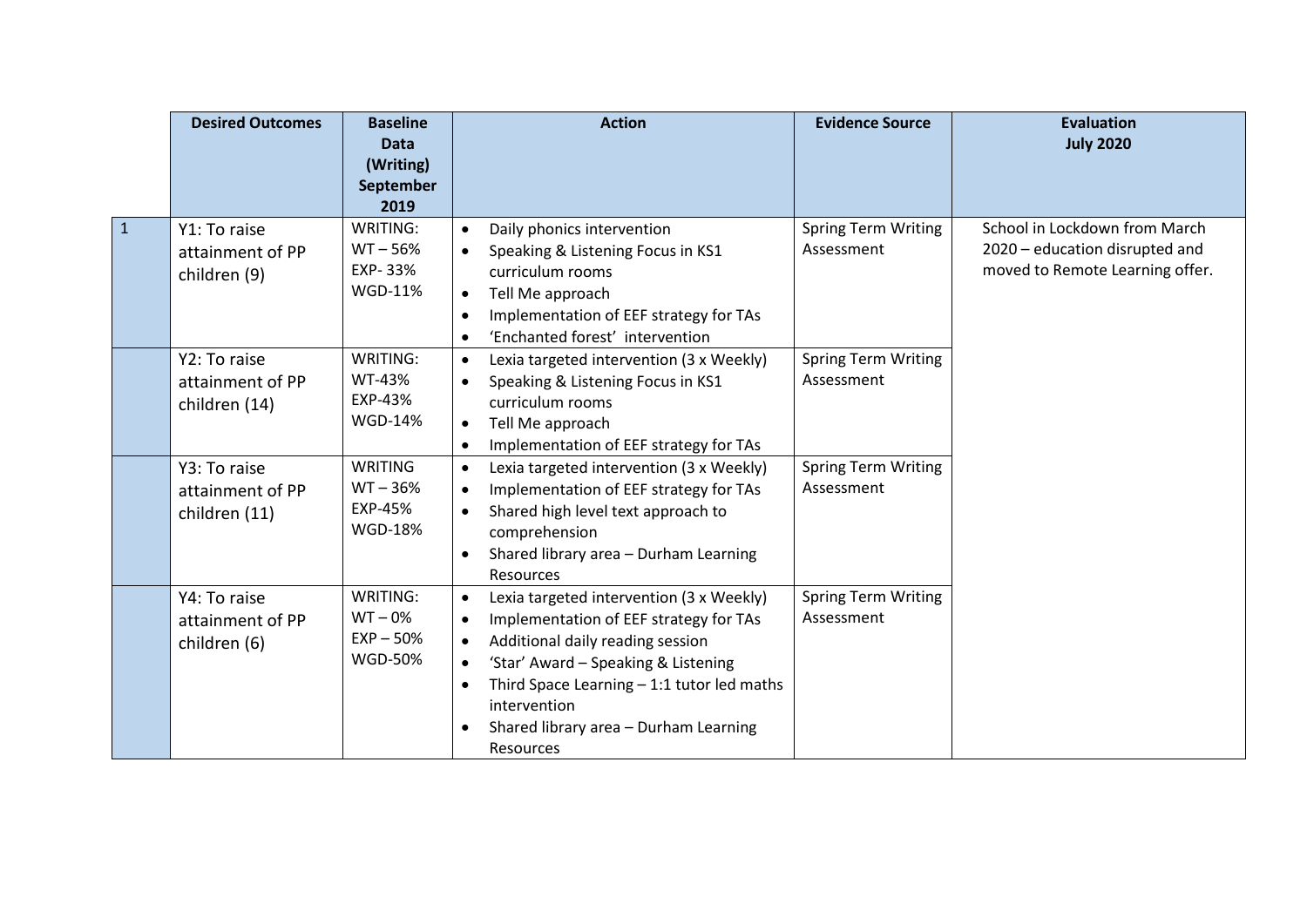| | Desired Outcomes | Baseline Data (Writing) September 2019 | Action | Evidence Source | Evaluation July 2020 |
|---|---|---|---|---|---|
| 1 | Y1: To raise attainment of PP children (9) | WRITING:<br>WT – 56%<br>EXP- 33%<br>WGD-11% | • Daily phonics intervention<br>• Speaking & Listening Focus in KS1 curriculum rooms<br>• Tell Me approach<br>• Implementation of EEF strategy for TAs<br>• 'Enchanted forest' intervention | Spring Term Writing Assessment | School in Lockdown from March 2020 – education disrupted and moved to Remote Learning offer. |
| | Y2: To raise attainment of PP children (14) | WRITING:<br>WT-43%<br>EXP-43%<br>WGD-14% | • Lexia targeted intervention (3 x Weekly)<br>• Speaking & Listening Focus in KS1 curriculum rooms<br>• Tell Me approach<br>• Implementation of EEF strategy for TAs | Spring Term Writing Assessment | |
| | Y3: To raise attainment of PP children (11) | WRITING<br>WT – 36%<br>EXP-45%<br>WGD-18% | • Lexia targeted intervention (3 x Weekly)<br>• Implementation of EEF strategy for TAs<br>• Shared high level text approach to comprehension<br>• Shared library area – Durham Learning Resources | Spring Term Writing Assessment | |
| | Y4: To raise attainment of PP children (6) | WRITING:<br>WT – 0%<br>EXP – 50%<br>WGD-50% | • Lexia targeted intervention (3 x Weekly)<br>• Implementation of EEF strategy for TAs<br>• Additional daily reading session<br>• 'Star' Award – Speaking & Listening<br>• Third Space Learning – 1:1 tutor led maths intervention<br>• Shared library area – Durham Learning Resources | Spring Term Writing Assessment | |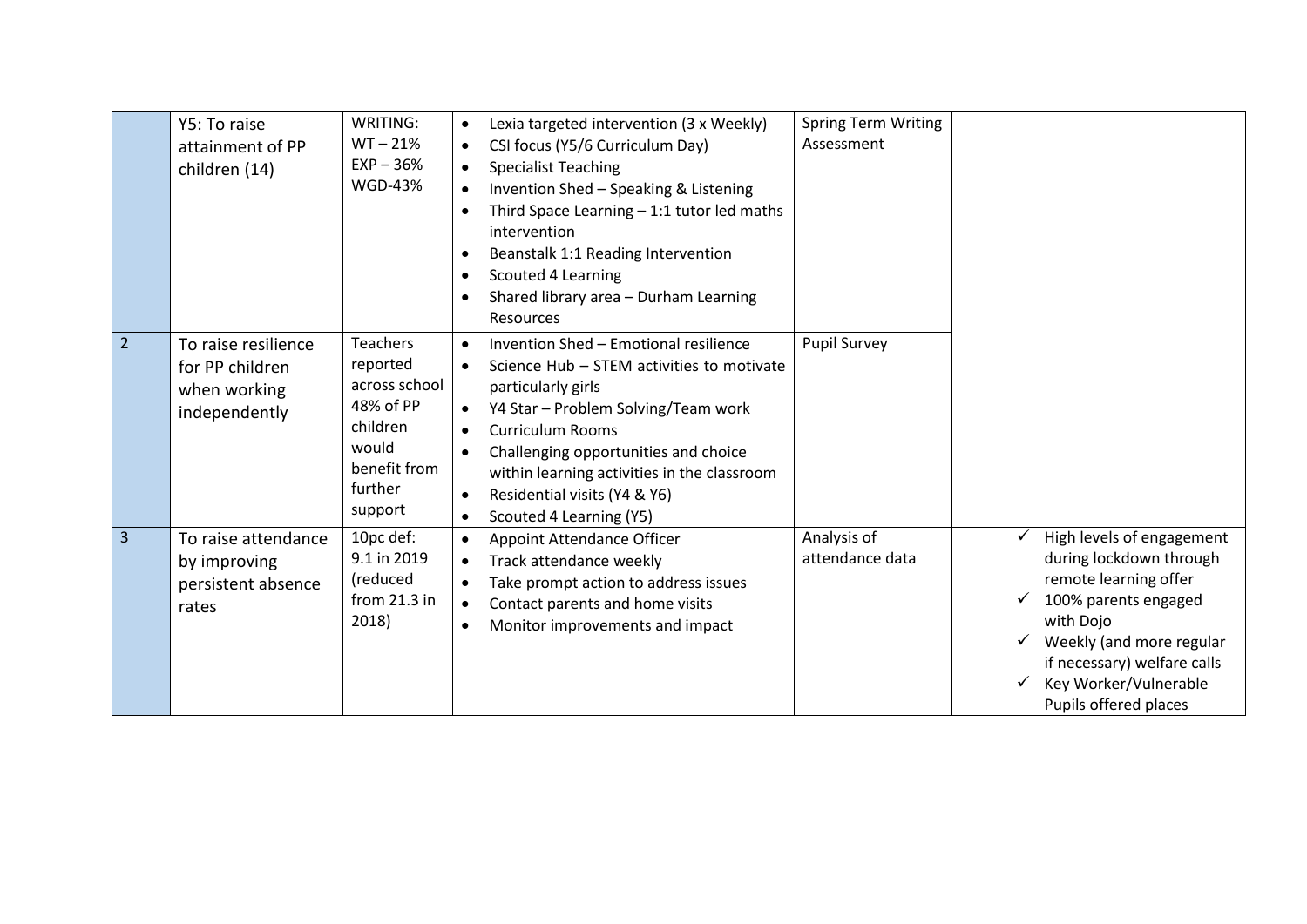| | | | | | |
|---|---|---|---|---|---|
| | Y5: To raise attainment of PP children (14) | WRITING:<br>WT – 21%<br>EXP – 36%<br>WGD-43% | • Lexia targeted intervention (3 x Weekly)<br>• CSI focus (Y5/6 Curriculum Day)<br>• Specialist Teaching<br>• Invention Shed – Speaking & Listening<br>• Third Space Learning – 1:1 tutor led maths intervention<br>• Beanstalk 1:1 Reading Intervention<br>• Scouted 4 Learning<br>• Shared library area – Durham Learning Resources | Spring Term Writing Assessment | |
| 2 | To raise resilience for PP children when working independently | Teachers reported across school 48% of PP children would benefit from further support | • Invention Shed – Emotional resilience<br>• Science Hub – STEM activities to motivate particularly girls<br>• Y4 Star – Problem Solving/Team work<br>• Curriculum Rooms<br>• Challenging opportunities and choice within learning activities in the classroom<br>• Residential visits (Y4 & Y6)<br>• Scouted 4 Learning (Y5) | Pupil Survey | |
| 3 | To raise attendance by improving persistent absence rates | 10pc def:<br>9.1 in 2019 (reduced from 21.3 in 2018) | • Appoint Attendance Officer<br>• Track attendance weekly<br>• Take prompt action to address issues<br>• Contact parents and home visits<br>• Monitor improvements and impact | Analysis of attendance data | ✓ High levels of engagement during lockdown through remote learning offer<br>✓ 100% parents engaged with Dojo<br>✓ Weekly (and more regular if necessary) welfare calls<br>✓ Key Worker/Vulnerable Pupils offered places |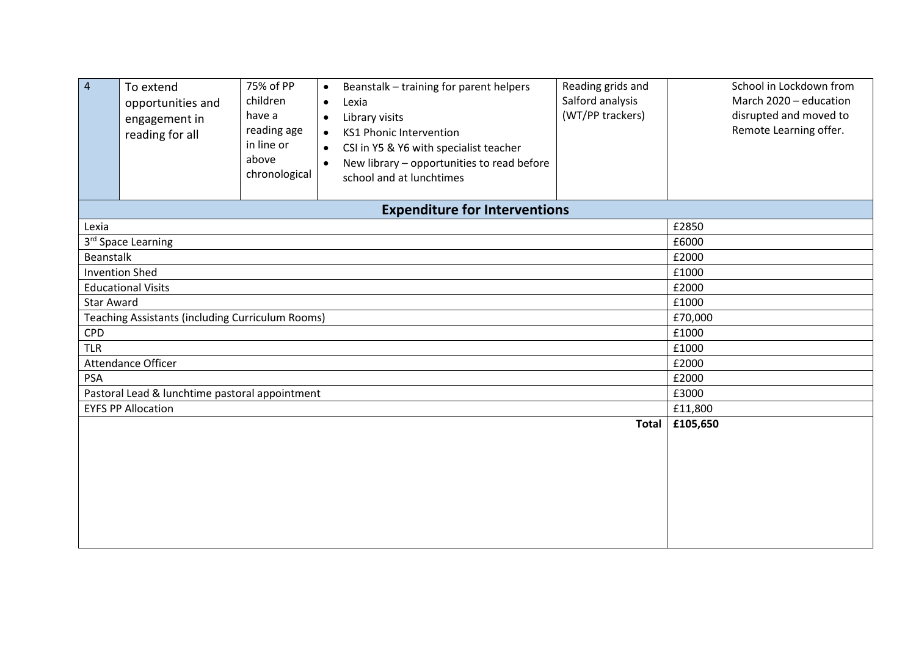| 4 | To extend opportunities and engagement in reading for all | 75% of PP children have a reading age in line or above chronological | • Beanstalk – training for parent helpers<br>• Lexia<br>• Library visits<br>• KS1 Phonic Intervention<br>• CSI in Y5 & Y6 with specialist teacher<br>• New library – opportunities to read before school and at lunchtimes | Reading grids and Salford analysis (WT/PP trackers) | School in Lockdown from March 2020 – education disrupted and moved to Remote Learning offer. |
|---|---|---|---|---|---|

| **Expenditure for Interventions** | |
|---|---|
| Lexia | £2850 |
| 3rd Space Learning | £6000 |
| Beanstalk | £2000 |
| Invention Shed | £1000 |
| Educational Visits | £2000 |
| Star Award | £1000 |
| Teaching Assistants (including Curriculum Rooms) | £70,000 |
| CPD | £1000 |
| TLR | £1000 |
| Attendance Officer | £2000 |
| PSA | £2000 |
| Pastoral Lead & lunchtime pastoral appointment | £3000 |
| EYFS PP Allocation | £11,800 |
| **Total** | **£105,650** |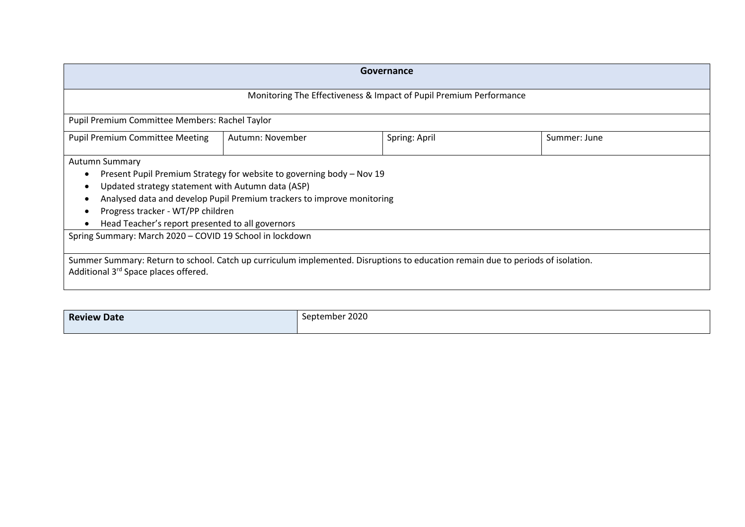| Governance | | | |
|---|---|---|---|
| Monitoring The Effectiveness & Impact of Pupil Premium Performance | | | |
| Pupil Premium Committee Members: Rachel Taylor | | | |
| Pupil Premium Committee Meeting | Autumn: November | Spring: April | Summer: June |
| Autumn Summary<br>• Present Pupil Premium Strategy for website to governing body – Nov 19<br>• Updated strategy statement with Autumn data (ASP)<br>• Analysed data and develop Pupil Premium trackers to improve monitoring<br>• Progress tracker - WT/PP children<br>• Head Teacher's report presented to all governors | | | |
| Spring Summary: March 2020 – COVID 19 School in lockdown | | | |
| Summer Summary: Return to school. Catch up curriculum implemented. Disruptions to education remain due to periods of isolation.<br>Additional 3rd Space places offered. | | | |

| | |
|---|---|
| **Review Date** | September 2020 |